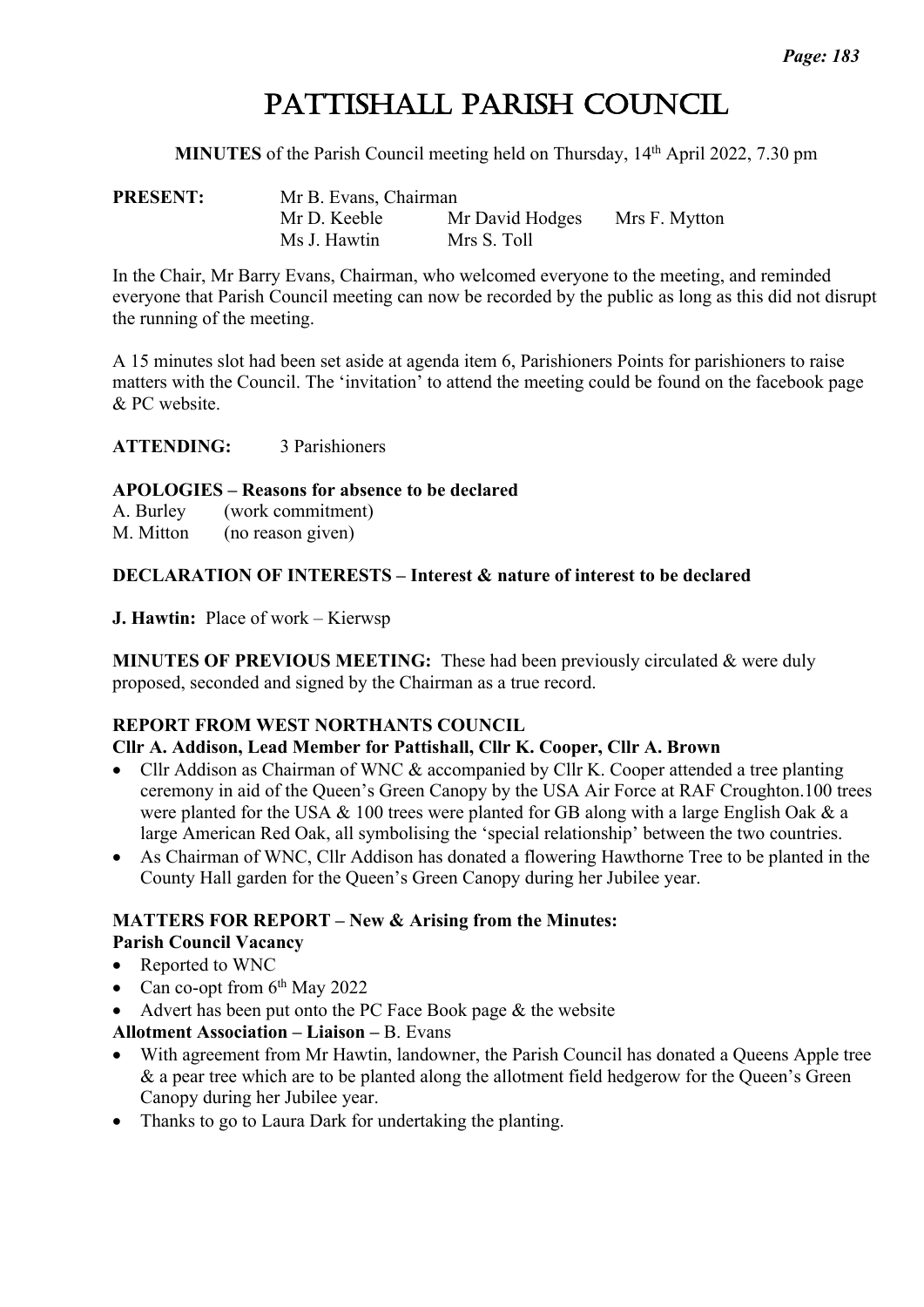# Pattishall Parish Council

**MINUTES** of the Parish Council meeting held on Thursday, 14th April 2022, 7.30 pm

**PRESENT:** Mr B. Evans, Chairman
Mr D. Keeble Mr David Hodges Mrs F. Mytton
Ms J. Hawtin Mrs S. Toll

In the Chair, Mr Barry Evans, Chairman, who welcomed everyone to the meeting, and reminded everyone that Parish Council meeting can now be recorded by the public as long as this did not disrupt the running of the meeting.

A 15 minutes slot had been set aside at agenda item 6, Parishioners Points for parishioners to raise matters with the Council. The 'invitation' to attend the meeting could be found on the facebook page & PC website.

**ATTENDING:** 3 Parishioners

**APOLOGIES – Reasons for absence to be declared**

A. Burley (work commitment)
M. Mitton (no reason given)

**DECLARATION OF INTERESTS – Interest & nature of interest to be declared**

**J. Hawtin:** Place of work – Kierwsp

**MINUTES OF PREVIOUS MEETING:** These had been previously circulated & were duly proposed, seconded and signed by the Chairman as a true record.

**REPORT FROM WEST NORTHANTS COUNCIL**

**Cllr A. Addison, Lead Member for Pattishall, Cllr K. Cooper, Cllr A. Brown**

- Cllr Addison as Chairman of WNC & accompanied by Cllr K. Cooper attended a tree planting ceremony in aid of the Queen's Green Canopy by the USA Air Force at RAF Croughton.100 trees were planted for the USA & 100 trees were planted for GB along with a large English Oak & a large American Red Oak, all symbolising the 'special relationship' between the two countries.
- As Chairman of WNC, Cllr Addison has donated a flowering Hawthorne Tree to be planted in the County Hall garden for the Queen's Green Canopy during her Jubilee year.

**MATTERS FOR REPORT – New & Arising from the Minutes:**

**Parish Council Vacancy**

- Reported to WNC
- Can co-opt from 6th May 2022
- Advert has been put onto the PC Face Book page & the website

**Allotment Association – Liaison –** B. Evans

- With agreement from Mr Hawtin, landowner, the Parish Council has donated a Queens Apple tree & a pear tree which are to be planted along the allotment field hedgerow for the Queen's Green Canopy during her Jubilee year.
- Thanks to go to Laura Dark for undertaking the planting.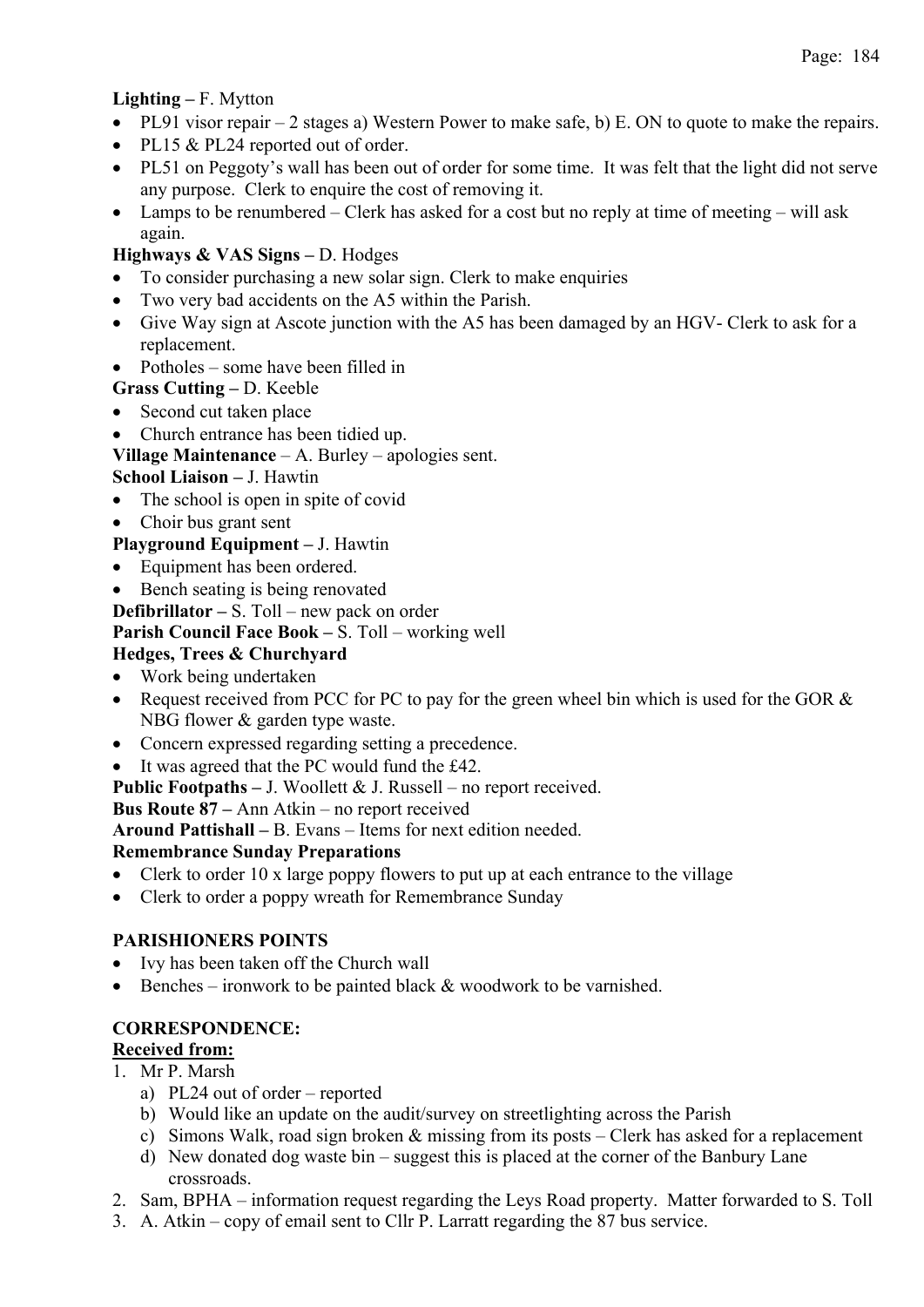**Lighting –** F. Mytton

- PL91 visor repair – 2 stages a) Western Power to make safe, b) E. ON to quote to make the repairs.
- PL15 & PL24 reported out of order.
- PL51 on Peggoty's wall has been out of order for some time. It was felt that the light did not serve any purpose. Clerk to enquire the cost of removing it.
- Lamps to be renumbered – Clerk has asked for a cost but no reply at time of meeting – will ask again.

**Highways & VAS Signs –** D. Hodges

- To consider purchasing a new solar sign. Clerk to make enquiries
- Two very bad accidents on the A5 within the Parish.
- Give Way sign at Ascote junction with the A5 has been damaged by an HGV- Clerk to ask for a replacement.
- Potholes – some have been filled in

**Grass Cutting –** D. Keeble

- Second cut taken place
- Church entrance has been tidied up.

**Village Maintenance** – A. Burley – apologies sent.

**School Liaison –** J. Hawtin

- The school is open in spite of covid
- Choir bus grant sent

**Playground Equipment –** J. Hawtin

- Equipment has been ordered.
- Bench seating is being renovated

**Defibrillator –** S. Toll – new pack on order

**Parish Council Face Book –** S. Toll – working well

**Hedges, Trees & Churchyard**

- Work being undertaken
- Request received from PCC for PC to pay for the green wheel bin which is used for the GOR & NBG flower & garden type waste.
- Concern expressed regarding setting a precedence.
- It was agreed that the PC would fund the £42.

**Public Footpaths –** J. Woollett & J. Russell – no report received.

**Bus Route 87 –** Ann Atkin – no report received

**Around Pattishall –** B. Evans – Items for next edition needed.

**Remembrance Sunday Preparations**

- Clerk to order 10 x large poppy flowers to put up at each entrance to the village
- Clerk to order a poppy wreath for Remembrance Sunday

**PARISHIONERS POINTS**

- Ivy has been taken off the Church wall
- Benches – ironwork to be painted black & woodwork to be varnished.

**CORRESPONDENCE:**

**Received from:**

1. Mr P. Marsh
   a) PL24 out of order – reported
   b) Would like an update on the audit/survey on streetlighting across the Parish
   c) Simons Walk, road sign broken & missing from its posts – Clerk has asked for a replacement
   d) New donated dog waste bin – suggest this is placed at the corner of the Banbury Lane crossroads.
2. Sam, BPHA – information request regarding the Leys Road property. Matter forwarded to S. Toll
3. A. Atkin – copy of email sent to Cllr P. Larratt regarding the 87 bus service.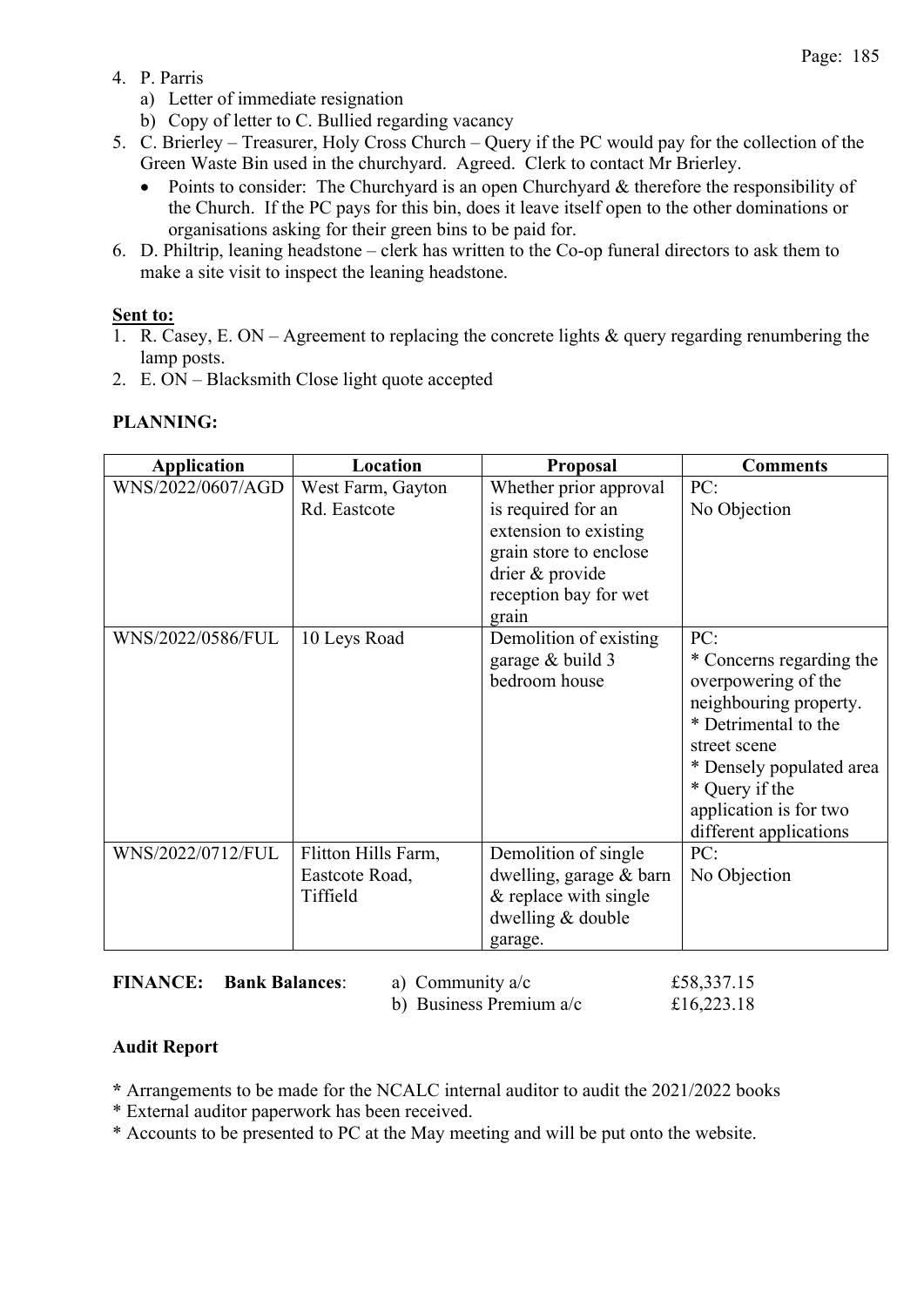4. P. Parris
   a) Letter of immediate resignation
   b) Copy of letter to C. Bullied regarding vacancy
5. C. Brierley – Treasurer, Holy Cross Church – Query if the PC would pay for the collection of the Green Waste Bin used in the churchyard. Agreed. Clerk to contact Mr Brierley.
   - Points to consider: The Churchyard is an open Churchyard & therefore the responsibility of the Church. If the PC pays for this bin, does it leave itself open to the other dominations or organisations asking for their green bins to be paid for.
6. D. Philtrip, leaning headstone – clerk has written to the Co-op funeral directors to ask them to make a site visit to inspect the leaning headstone.

**Sent to:**

1. R. Casey, E. ON – Agreement to replacing the concrete lights & query regarding renumbering the lamp posts.
2. E. ON – Blacksmith Close light quote accepted

**PLANNING:**

| Application | Location | Proposal | Comments |
|---|---|---|---|
| WNS/2022/0607/AGD | West Farm, Gayton Rd. Eastcote | Whether prior approval is required for an extension to existing grain store to enclose drier & provide reception bay for wet grain | PC:<br>No Objection |
| WNS/2022/0586/FUL | 10 Leys Road | Demolition of existing garage & build 3 bedroom house | PC:<br>* Concerns regarding the overpowering of the neighbouring property.<br>* Detrimental to the street scene<br>* Densely populated area<br>* Query if the application is for two different applications |
| WNS/2022/0712/FUL | Flitton Hills Farm, Eastcote Road, Tiffield | Demolition of single dwelling, garage & barn & replace with single dwelling & double garage. | PC:<br>No Objection |

**FINANCE:** **Bank Balances**:

| | |
|---|---|
| a) Community a/c | £58,337.15 |
| b) Business Premium a/c | £16,223.18 |

**Audit Report**

* Arrangements to be made for the NCALC internal auditor to audit the 2021/2022 books
* External auditor paperwork has been received.
* Accounts to be presented to PC at the May meeting and will be put onto the website.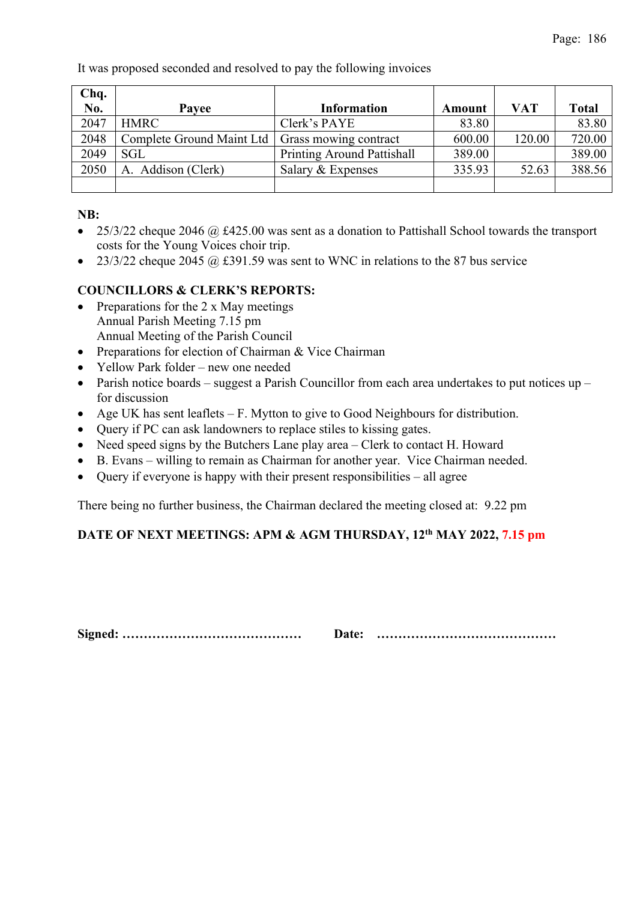It was proposed seconded and resolved to pay the following invoices

| Chq. No. | Payee | Information | Amount | VAT | Total |
|---|---|---|---|---|---|
| 2047 | HMRC | Clerk's PAYE | 83.80 | | 83.80 |
| 2048 | Complete Ground Maint Ltd | Grass mowing contract | 600.00 | 120.00 | 720.00 |
| 2049 | SGL | Printing Around Pattishall | 389.00 | | 389.00 |
| 2050 | A. Addison (Clerk) | Salary & Expenses | 335.93 | 52.63 | 388.56 |
| | | | | | |

**NB:**

- 25/3/22 cheque 2046 @ £425.00 was sent as a donation to Pattishall School towards the transport costs for the Young Voices choir trip.
- 23/3/22 cheque 2045 @ £391.59 was sent to WNC in relations to the 87 bus service

**COUNCILLORS & CLERK'S REPORTS:**

- Preparations for the 2 x May meetings
  Annual Parish Meeting 7.15 pm
  Annual Meeting of the Parish Council
- Preparations for election of Chairman & Vice Chairman
- Yellow Park folder – new one needed
- Parish notice boards – suggest a Parish Councillor from each area undertakes to put notices up – for discussion
- Age UK has sent leaflets – F. Mytton to give to Good Neighbours for distribution.
- Query if PC can ask landowners to replace stiles to kissing gates.
- Need speed signs by the Butchers Lane play area – Clerk to contact H. Howard
- B. Evans – willing to remain as Chairman for another year. Vice Chairman needed.
- Query if everyone is happy with their present responsibilities – all agree

There being no further business, the Chairman declared the meeting closed at: 9.22 pm

**DATE OF NEXT MEETINGS: APM & AGM THURSDAY, 12th MAY 2022, 7.15 pm**

**Signed: ……………………………………** **Date: ……………………………………**